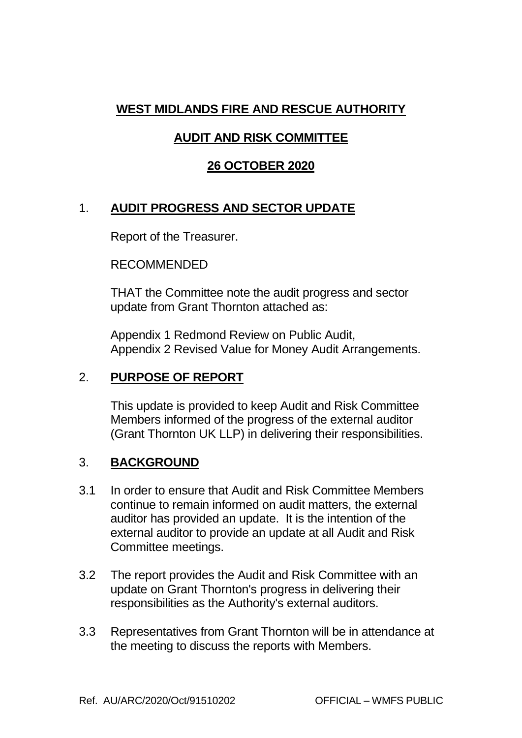**WEST MIDLANDS FIRE AND RESCUE AUTHORITY**

**AUDIT AND RISK COMMITTEE**

**26 OCTOBER 2020**

## 1. AUDIT PROGRESS AND SECTOR UPDATE

Report of the Treasurer.

RECOMMENDED

THAT the Committee note the audit progress and sector update from Grant Thornton attached as:

Appendix 1 Redmond Review on Public Audit,
Appendix 2 Revised Value for Money Audit Arrangements.

## 2. PURPOSE OF REPORT

This update is provided to keep Audit and Risk Committee Members informed of the progress of the external auditor (Grant Thornton UK LLP) in delivering their responsibilities.

## 3. BACKGROUND

3.1 In order to ensure that Audit and Risk Committee Members continue to remain informed on audit matters, the external auditor has provided an update. It is the intention of the external auditor to provide an update at all Audit and Risk Committee meetings.

3.2 The report provides the Audit and Risk Committee with an update on Grant Thornton's progress in delivering their responsibilities as the Authority's external auditors.

3.3 Representatives from Grant Thornton will be in attendance at the meeting to discuss the reports with Members.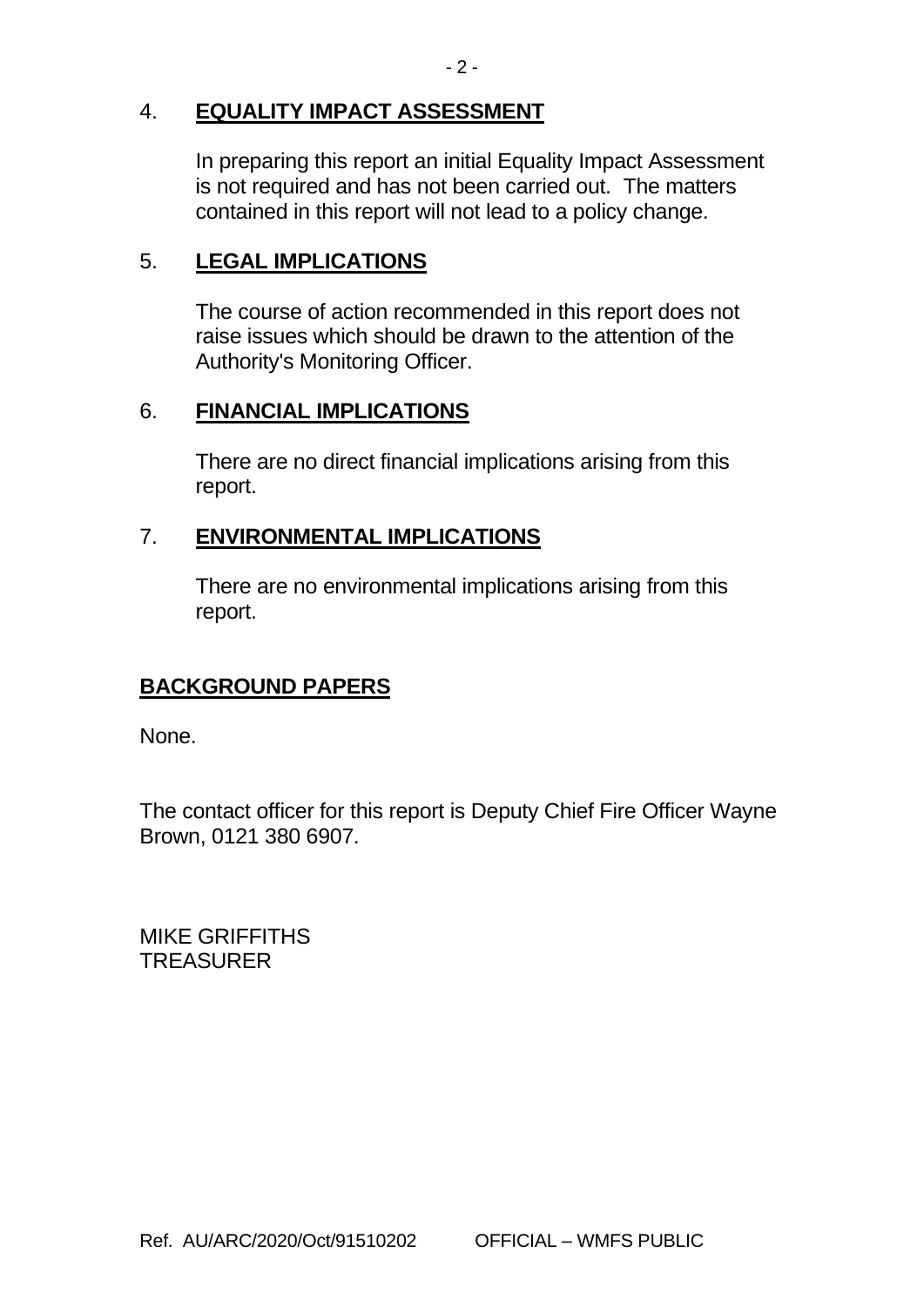## 4. **EQUALITY IMPACT ASSESSMENT**

In preparing this report an initial Equality Impact Assessment is not required and has not been carried out. The matters contained in this report will not lead to a policy change.

## 5. **LEGAL IMPLICATIONS**

The course of action recommended in this report does not raise issues which should be drawn to the attention of the Authority's Monitoring Officer.

## 6. **FINANCIAL IMPLICATIONS**

There are no direct financial implications arising from this report.

## 7. **ENVIRONMENTAL IMPLICATIONS**

There are no environmental implications arising from this report.

## **BACKGROUND PAPERS**

None.

The contact officer for this report is Deputy Chief Fire Officer Wayne Brown, 0121 380 6907.

MIKE GRIFFITHS
TREASURER

Ref. AU/ARC/2020/Oct/91510202 OFFICIAL – WMFS PUBLIC